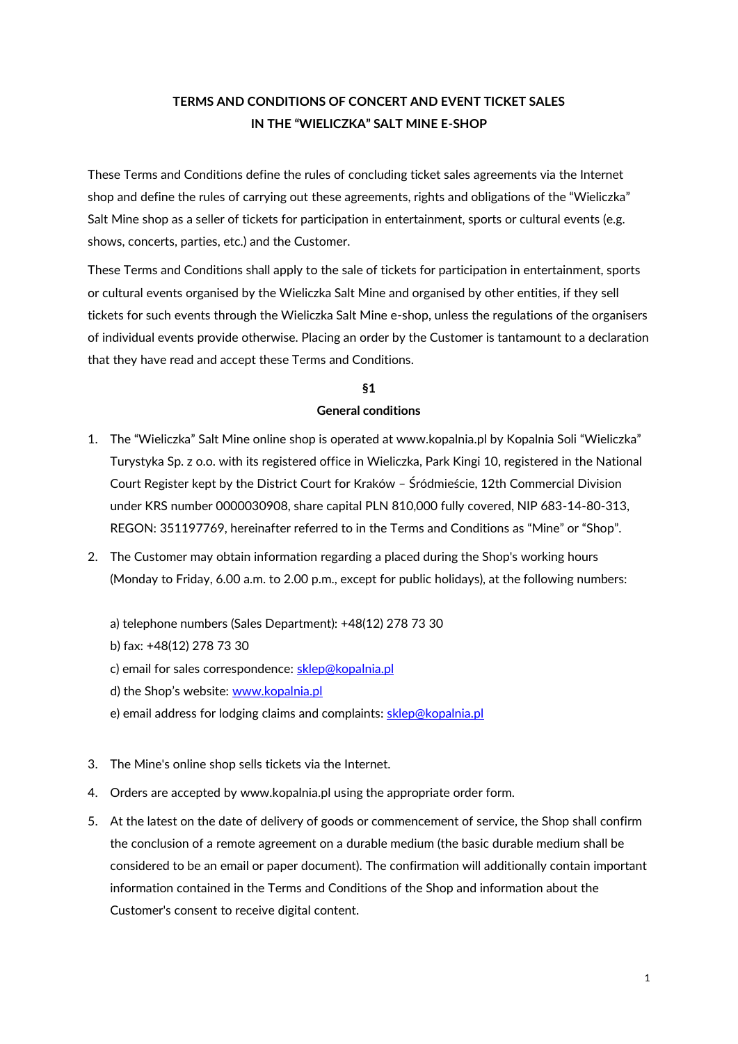# TERMS AND CONDITIONS OF CONCERT AND EVENT TICKET SALES IN THE "WIELICZKA" SALT MINE E-SHOP

These Terms and Conditions define the rules of concluding ticket sales agreements via the Internet shop and define the rules of carrying out these agreements, rights and obligations of the "Wieliczka" Salt Mine shop as a seller of tickets for participation in entertainment, sports or cultural events (e.g. shows, concerts, parties, etc.) and the Customer.

These Terms and Conditions shall apply to the sale of tickets for participation in entertainment, sports or cultural events organised by the Wieliczka Salt Mine and organised by other entities, if they sell tickets for such events through the Wieliczka Salt Mine e-shop, unless the regulations of the organisers of individual events provide otherwise. Placing an order by the Customer is tantamount to a declaration that they have read and accept these Terms and Conditions.

## §1
## General conditions

1. The "Wieliczka" Salt Mine online shop is operated at www.kopalnia.pl by Kopalnia Soli "Wieliczka" Turystyka Sp. z o.o. with its registered office in Wieliczka, Park Kingi 10, registered in the National Court Register kept by the District Court for Kraków – Śródmieście, 12th Commercial Division under KRS number 0000030908, share capital PLN 810,000 fully covered, NIP 683-14-80-313, REGON: 351197769, hereinafter referred to in the Terms and Conditions as "Mine" or "Shop".
2. The Customer may obtain information regarding a placed during the Shop's working hours (Monday to Friday, 6.00 a.m. to 2.00 p.m., except for public holidays), at the following numbers:

   a) telephone numbers (Sales Department): +48(12) 278 73 30
   b) fax: +48(12) 278 73 30
   c) email for sales correspondence: sklep@kopalnia.pl
   d) the Shop's website: www.kopalnia.pl
   e) email address for lodging claims and complaints: sklep@kopalnia.pl

3. The Mine's online shop sells tickets via the Internet.
4. Orders are accepted by www.kopalnia.pl using the appropriate order form.
5. At the latest on the date of delivery of goods or commencement of service, the Shop shall confirm the conclusion of a remote agreement on a durable medium (the basic durable medium shall be considered to be an email or paper document). The confirmation will additionally contain important information contained in the Terms and Conditions of the Shop and information about the Customer's consent to receive digital content.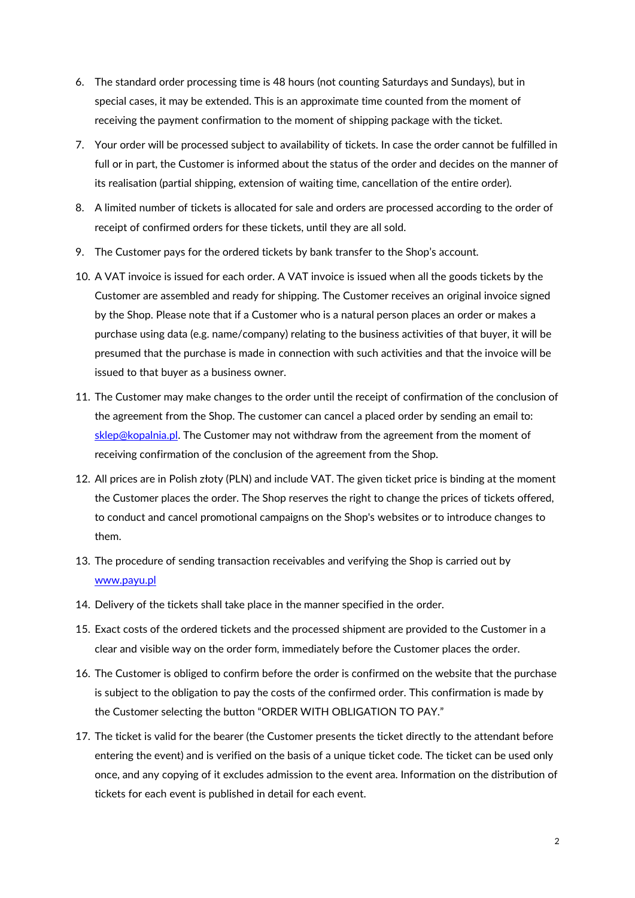6. The standard order processing time is 48 hours (not counting Saturdays and Sundays), but in special cases, it may be extended. This is an approximate time counted from the moment of receiving the payment confirmation to the moment of shipping package with the ticket.
7. Your order will be processed subject to availability of tickets. In case the order cannot be fulfilled in full or in part, the Customer is informed about the status of the order and decides on the manner of its realisation (partial shipping, extension of waiting time, cancellation of the entire order).
8. A limited number of tickets is allocated for sale and orders are processed according to the order of receipt of confirmed orders for these tickets, until they are all sold.
9. The Customer pays for the ordered tickets by bank transfer to the Shop's account.
10. A VAT invoice is issued for each order. A VAT invoice is issued when all the goods tickets by the Customer are assembled and ready for shipping. The Customer receives an original invoice signed by the Shop. Please note that if a Customer who is a natural person places an order or makes a purchase using data (e.g. name/company) relating to the business activities of that buyer, it will be presumed that the purchase is made in connection with such activities and that the invoice will be issued to that buyer as a business owner.
11. The Customer may make changes to the order until the receipt of confirmation of the conclusion of the agreement from the Shop. The customer can cancel a placed order by sending an email to: sklep@kopalnia.pl. The Customer may not withdraw from the agreement from the moment of receiving confirmation of the conclusion of the agreement from the Shop.
12. All prices are in Polish złoty (PLN) and include VAT. The given ticket price is binding at the moment the Customer places the order. The Shop reserves the right to change the prices of tickets offered, to conduct and cancel promotional campaigns on the Shop's websites or to introduce changes to them.
13. The procedure of sending transaction receivables and verifying the Shop is carried out by www.payu.pl
14. Delivery of the tickets shall take place in the manner specified in the order.
15. Exact costs of the ordered tickets and the processed shipment are provided to the Customer in a clear and visible way on the order form, immediately before the Customer places the order.
16. The Customer is obliged to confirm before the order is confirmed on the website that the purchase is subject to the obligation to pay the costs of the confirmed order. This confirmation is made by the Customer selecting the button "ORDER WITH OBLIGATION TO PAY."
17. The ticket is valid for the bearer (the Customer presents the ticket directly to the attendant before entering the event) and is verified on the basis of a unique ticket code. The ticket can be used only once, and any copying of it excludes admission to the event area. Information on the distribution of tickets for each event is published in detail for each event.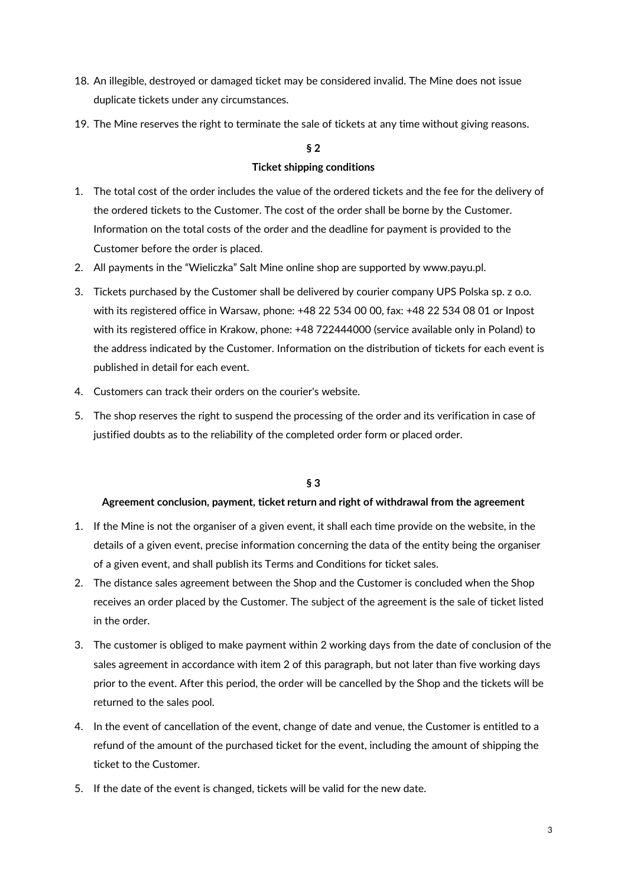18. An illegible, destroyed or damaged ticket may be considered invalid. The Mine does not issue duplicate tickets under any circumstances.
19. The Mine reserves the right to terminate the sale of tickets at any time without giving reasons.

## § 2
## Ticket shipping conditions

1. The total cost of the order includes the value of the ordered tickets and the fee for the delivery of the ordered tickets to the Customer. The cost of the order shall be borne by the Customer. Information on the total costs of the order and the deadline for payment is provided to the Customer before the order is placed.
2. All payments in the "Wieliczka" Salt Mine online shop are supported by www.payu.pl.
3. Tickets purchased by the Customer shall be delivered by courier company UPS Polska sp. z o.o. with its registered office in Warsaw, phone: +48 22 534 00 00, fax: +48 22 534 08 01 or Inpost with its registered office in Krakow, phone: +48 722444000 (service available only in Poland) to the address indicated by the Customer. Information on the distribution of tickets for each event is published in detail for each event.
4. Customers can track their orders on the courier's website.
5. The shop reserves the right to suspend the processing of the order and its verification in case of justified doubts as to the reliability of the completed order form or placed order.

## § 3
## Agreement conclusion, payment, ticket return and right of withdrawal from the agreement

1. If the Mine is not the organiser of a given event, it shall each time provide on the website, in the details of a given event, precise information concerning the data of the entity being the organiser of a given event, and shall publish its Terms and Conditions for ticket sales.
2. The distance sales agreement between the Shop and the Customer is concluded when the Shop receives an order placed by the Customer. The subject of the agreement is the sale of ticket listed in the order.
3. The customer is obliged to make payment within 2 working days from the date of conclusion of the sales agreement in accordance with item 2 of this paragraph, but not later than five working days prior to the event. After this period, the order will be cancelled by the Shop and the tickets will be returned to the sales pool.
4. In the event of cancellation of the event, change of date and venue, the Customer is entitled to a refund of the amount of the purchased ticket for the event, including the amount of shipping the ticket to the Customer.
5. If the date of the event is changed, tickets will be valid for the new date.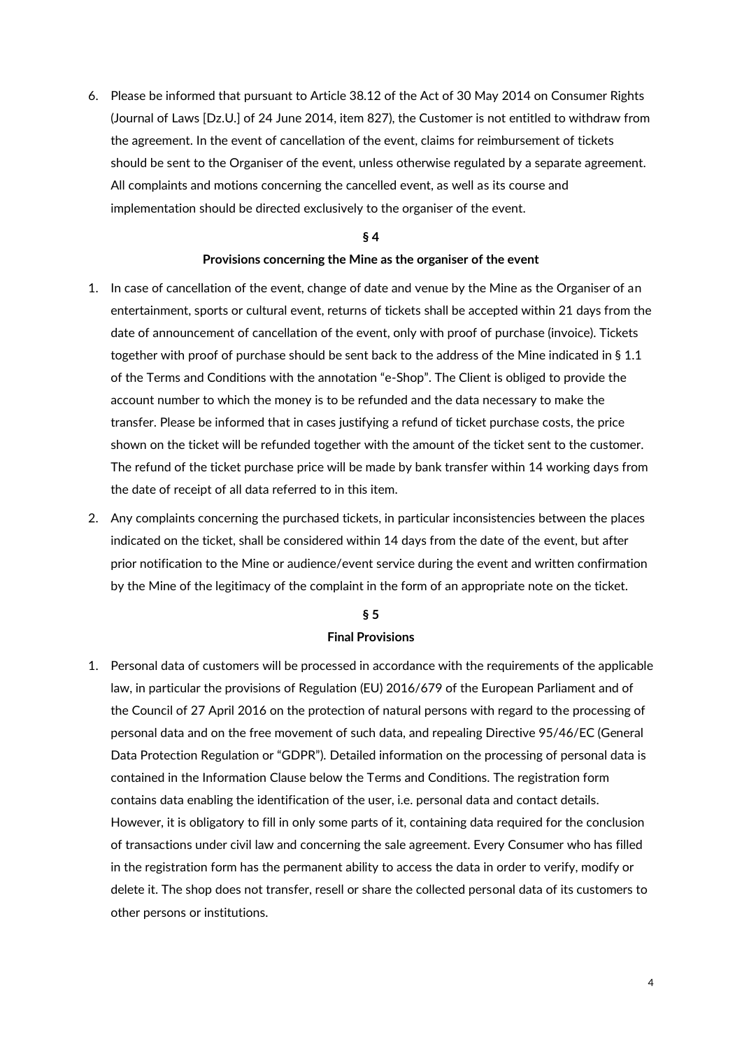6. Please be informed that pursuant to Article 38.12 of the Act of 30 May 2014 on Consumer Rights (Journal of Laws [Dz.U.] of 24 June 2014, item 827), the Customer is not entitled to withdraw from the agreement. In the event of cancellation of the event, claims for reimbursement of tickets should be sent to the Organiser of the event, unless otherwise regulated by a separate agreement. All complaints and motions concerning the cancelled event, as well as its course and implementation should be directed exclusively to the organiser of the event.

**§ 4**

**Provisions concerning the Mine as the organiser of the event**

1. In case of cancellation of the event, change of date and venue by the Mine as the Organiser of an entertainment, sports or cultural event, returns of tickets shall be accepted within 21 days from the date of announcement of cancellation of the event, only with proof of purchase (invoice). Tickets together with proof of purchase should be sent back to the address of the Mine indicated in § 1.1 of the Terms and Conditions with the annotation "e-Shop". The Client is obliged to provide the account number to which the money is to be refunded and the data necessary to make the transfer. Please be informed that in cases justifying a refund of ticket purchase costs, the price shown on the ticket will be refunded together with the amount of the ticket sent to the customer. The refund of the ticket purchase price will be made by bank transfer within 14 working days from the date of receipt of all data referred to in this item.
2. Any complaints concerning the purchased tickets, in particular inconsistencies between the places indicated on the ticket, shall be considered within 14 days from the date of the event, but after prior notification to the Mine or audience/event service during the event and written confirmation by the Mine of the legitimacy of the complaint in the form of an appropriate note on the ticket.

**§ 5**

**Final Provisions**

1. Personal data of customers will be processed in accordance with the requirements of the applicable law, in particular the provisions of Regulation (EU) 2016/679 of the European Parliament and of the Council of 27 April 2016 on the protection of natural persons with regard to the processing of personal data and on the free movement of such data, and repealing Directive 95/46/EC (General Data Protection Regulation or "GDPR"). Detailed information on the processing of personal data is contained in the Information Clause below the Terms and Conditions. The registration form contains data enabling the identification of the user, i.e. personal data and contact details. However, it is obligatory to fill in only some parts of it, containing data required for the conclusion of transactions under civil law and concerning the sale agreement. Every Consumer who has filled in the registration form has the permanent ability to access the data in order to verify, modify or delete it. The shop does not transfer, resell or share the collected personal data of its customers to other persons or institutions.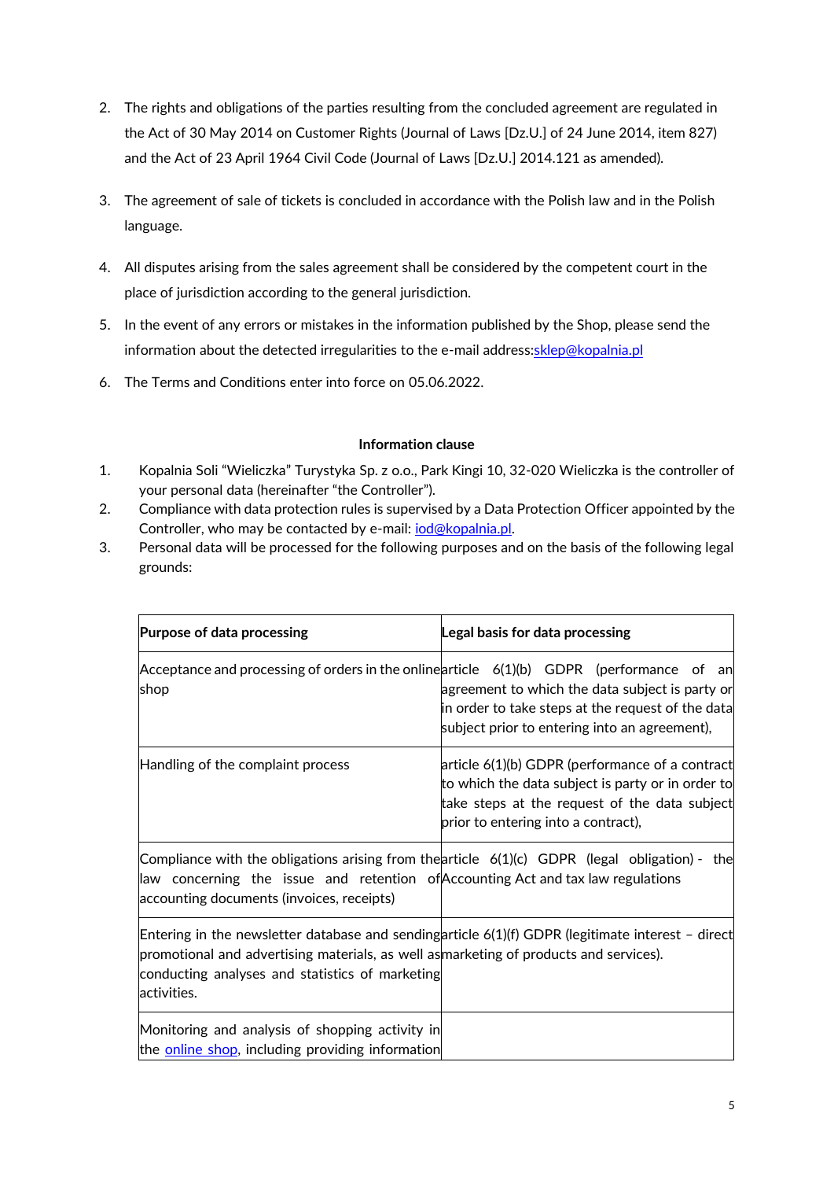2. The rights and obligations of the parties resulting from the concluded agreement are regulated in the Act of 30 May 2014 on Customer Rights (Journal of Laws [Dz.U.] of 24 June 2014, item 827) and the Act of 23 April 1964 Civil Code (Journal of Laws [Dz.U.] 2014.121 as amended).

3. The agreement of sale of tickets is concluded in accordance with the Polish law and in the Polish language.

4. All disputes arising from the sales agreement shall be considered by the competent court in the place of jurisdiction according to the general jurisdiction.

5. In the event of any errors or mistakes in the information published by the Shop, please send the information about the detected irregularities to the e-mail address:sklep@kopalnia.pl

6. The Terms and Conditions enter into force on 05.06.2022.

**Information clause**

1. Kopalnia Soli "Wieliczka" Turystyka Sp. z o.o., Park Kingi 10, 32-020 Wieliczka is the controller of your personal data (hereinafter "the Controller").
2. Compliance with data protection rules is supervised by a Data Protection Officer appointed by the Controller, who may be contacted by e-mail: iod@kopalnia.pl.
3. Personal data will be processed for the following purposes and on the basis of the following legal grounds:

| **Purpose of data processing** | **Legal basis for data processing** |
|---|---|
| Acceptance and processing of orders in the online shop | article 6(1)(b) GDPR (performance of an agreement to which the data subject is party or in order to take steps at the request of the data subject prior to entering into an agreement), |
| Handling of the complaint process | article 6(1)(b) GDPR (performance of a contract to which the data subject is party or in order to take steps at the request of the data subject prior to entering into a contract), |
| Compliance with the obligations arising from the law concerning the issue and retention of accounting documents (invoices, receipts) | article 6(1)(c) GDPR (legal obligation) - the Accounting Act and tax law regulations |
| Entering in the newsletter database and sending promotional and advertising materials, as well as conducting analyses and statistics of marketing activities. | article 6(1)(f) GDPR (legitimate interest – direct marketing of products and services). |
| Monitoring and analysis of shopping activity in the online shop, including providing information | |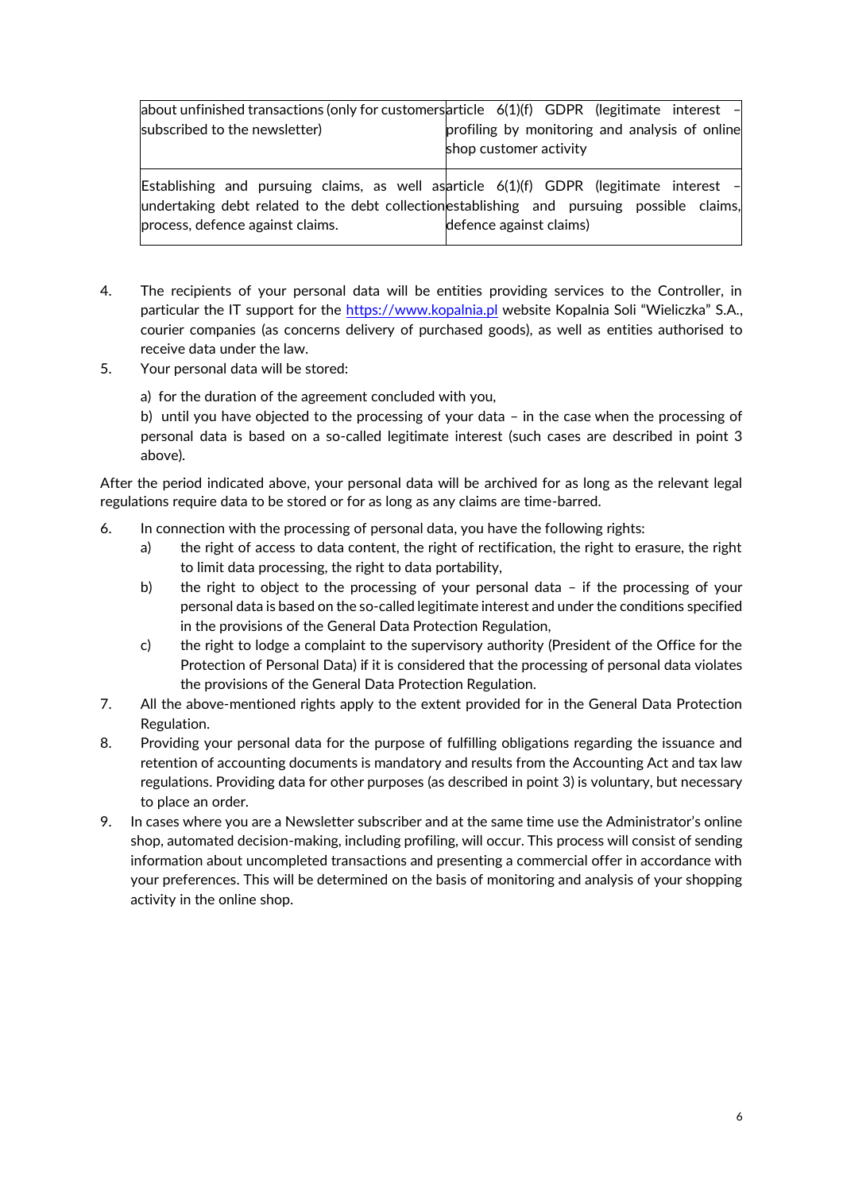| | |
|---|---|
| about unfinished transactions (only for customers subscribed to the newsletter) | article 6(1)(f) GDPR (legitimate interest – profiling by monitoring and analysis of online shop customer activity |
| Establishing and pursuing claims, as well as undertaking debt related to the debt collection process, defence against claims. | article 6(1)(f) GDPR (legitimate interest – establishing and pursuing possible claims, defence against claims) |

4. The recipients of your personal data will be entities providing services to the Controller, in particular the IT support for the https://www.kopalnia.pl website Kopalnia Soli "Wieliczka" S.A., courier companies (as concerns delivery of purchased goods), as well as entities authorised to receive data under the law.
5. Your personal data will be stored:

   a) for the duration of the agreement concluded with you,
   
   b) until you have objected to the processing of your data – in the case when the processing of personal data is based on a so-called legitimate interest (such cases are described in point 3 above).

After the period indicated above, your personal data will be archived for as long as the relevant legal regulations require data to be stored or for as long as any claims are time-barred.

6. In connection with the processing of personal data, you have the following rights:
   a) the right of access to data content, the right of rectification, the right to erasure, the right to limit data processing, the right to data portability,
   b) the right to object to the processing of your personal data – if the processing of your personal data is based on the so-called legitimate interest and under the conditions specified in the provisions of the General Data Protection Regulation,
   c) the right to lodge a complaint to the supervisory authority (President of the Office for the Protection of Personal Data) if it is considered that the processing of personal data violates the provisions of the General Data Protection Regulation.
7. All the above-mentioned rights apply to the extent provided for in the General Data Protection Regulation.
8. Providing your personal data for the purpose of fulfilling obligations regarding the issuance and retention of accounting documents is mandatory and results from the Accounting Act and tax law regulations. Providing data for other purposes (as described in point 3) is voluntary, but necessary to place an order.
9. In cases where you are a Newsletter subscriber and at the same time use the Administrator's online shop, automated decision-making, including profiling, will occur. This process will consist of sending information about uncompleted transactions and presenting a commercial offer in accordance with your preferences. This will be determined on the basis of monitoring and analysis of your shopping activity in the online shop.